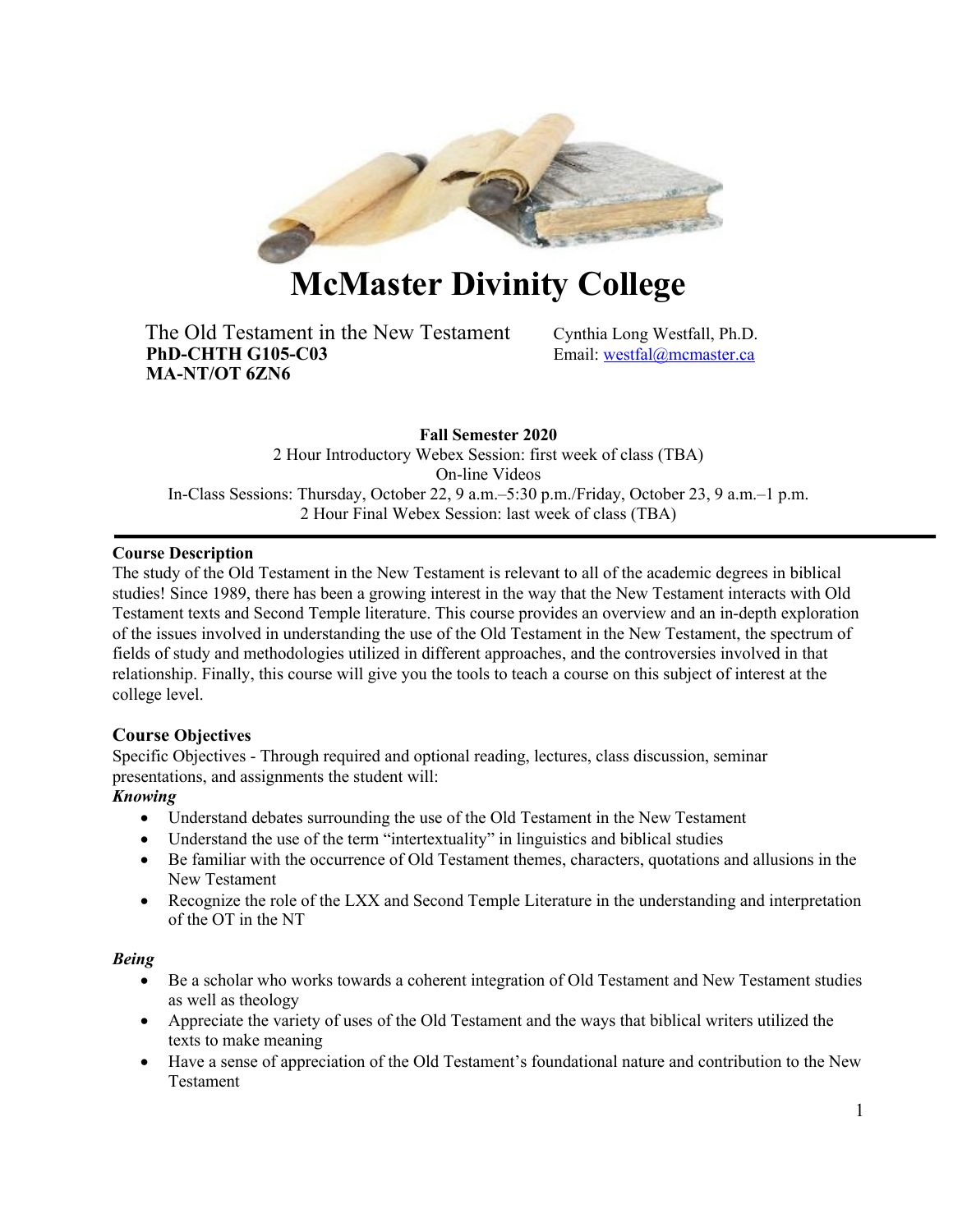# McMaster Divinity College

The Old Testament in the New Testament
**PhD-CHTH G105-C03**
**MA-NT/OT 6ZN6**

Cynthia Long Westfall, Ph.D.
Email: westfal@mcmaster.ca

**Fall Semester 2020**
2 Hour Introductory Webex Session: first week of class (TBA)
On-line Videos
In-Class Sessions: Thursday, October 22, 9 a.m.–5:30 p.m./Friday, October 23, 9 a.m.–1 p.m.
2 Hour Final Webex Session: last week of class (TBA)

---

### Course Description

The study of the Old Testament in the New Testament is relevant to all of the academic degrees in biblical studies! Since 1989, there has been a growing interest in the way that the New Testament interacts with Old Testament texts and Second Temple literature. This course provides an overview and an in-depth exploration of the issues involved in understanding the use of the Old Testament in the New Testament, the spectrum of fields of study and methodologies utilized in different approaches, and the controversies involved in that relationship. Finally, this course will give you the tools to teach a course on this subject of interest at the college level.

### Course Objectives

Specific Objectives - Through required and optional reading, lectures, class discussion, seminar presentations, and assignments the student will:

***Knowing***

- Understand debates surrounding the use of the Old Testament in the New Testament
- Understand the use of the term "intertextuality" in linguistics and biblical studies
- Be familiar with the occurrence of Old Testament themes, characters, quotations and allusions in the New Testament
- Recognize the role of the LXX and Second Temple Literature in the understanding and interpretation of the OT in the NT

***Being***

- Be a scholar who works towards a coherent integration of Old Testament and New Testament studies as well as theology
- Appreciate the variety of uses of the Old Testament and the ways that biblical writers utilized the texts to make meaning
- Have a sense of appreciation of the Old Testament's foundational nature and contribution to the New Testament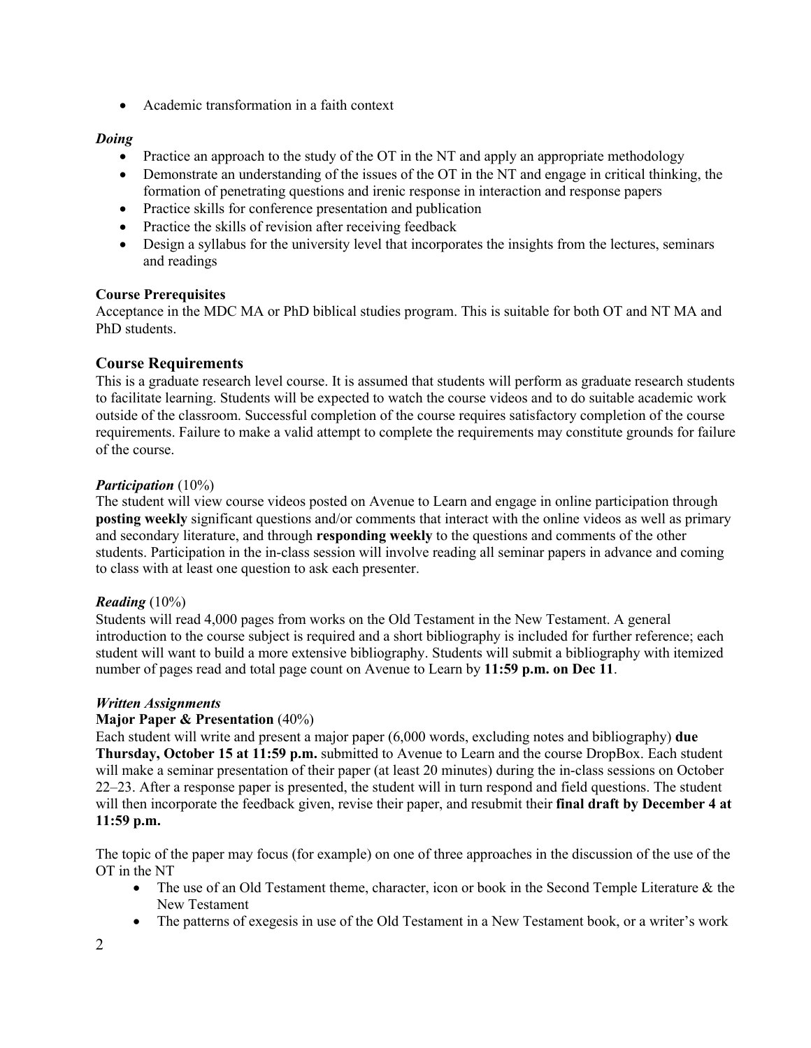- Academic transformation in a faith context

***Doing***

- Practice an approach to the study of the OT in the NT and apply an appropriate methodology
- Demonstrate an understanding of the issues of the OT in the NT and engage in critical thinking, the formation of penetrating questions and irenic response in interaction and response papers
- Practice skills for conference presentation and publication
- Practice the skills of revision after receiving feedback
- Design a syllabus for the university level that incorporates the insights from the lectures, seminars and readings

**Course Prerequisites**

Acceptance in the MDC MA or PhD biblical studies program. This is suitable for both OT and NT MA and PhD students.

## Course Requirements

This is a graduate research level course. It is assumed that students will perform as graduate research students to facilitate learning. Students will be expected to watch the course videos and to do suitable academic work outside of the classroom. Successful completion of the course requires satisfactory completion of the course requirements. Failure to make a valid attempt to complete the requirements may constitute grounds for failure of the course.

***Participation*** (10%)

The student will view course videos posted on Avenue to Learn and engage in online participation through **posting weekly** significant questions and/or comments that interact with the online videos as well as primary and secondary literature, and through **responding weekly** to the questions and comments of the other students. Participation in the in-class session will involve reading all seminar papers in advance and coming to class with at least one question to ask each presenter.

***Reading*** (10%)

Students will read 4,000 pages from works on the Old Testament in the New Testament. A general introduction to the course subject is required and a short bibliography is included for further reference; each student will want to build a more extensive bibliography. Students will submit a bibliography with itemized number of pages read and total page count on Avenue to Learn by **11:59 p.m. on Dec 11**.

***Written Assignments***

**Major Paper & Presentation** (40%)

Each student will write and present a major paper (6,000 words, excluding notes and bibliography) **due Thursday, October 15 at 11:59 p.m.** submitted to Avenue to Learn and the course DropBox. Each student will make a seminar presentation of their paper (at least 20 minutes) during the in-class sessions on October 22–23. After a response paper is presented, the student will in turn respond and field questions. The student will then incorporate the feedback given, revise their paper, and resubmit their **final draft by December 4 at 11:59 p.m.**

The topic of the paper may focus (for example) on one of three approaches in the discussion of the use of the OT in the NT

- The use of an Old Testament theme, character, icon or book in the Second Temple Literature & the New Testament
- The patterns of exegesis in use of the Old Testament in a New Testament book, or a writer's work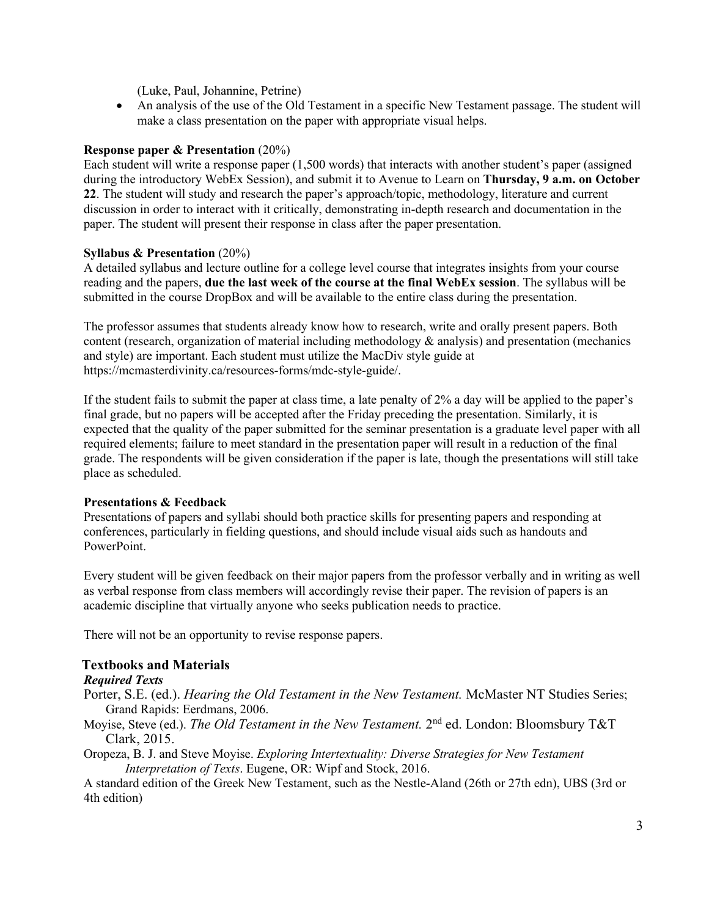(Luke, Paul, Johannine, Petrine)

- An analysis of the use of the Old Testament in a specific New Testament passage. The student will make a class presentation on the paper with appropriate visual helps.

**Response paper & Presentation** (20%)

Each student will write a response paper (1,500 words) that interacts with another student's paper (assigned during the introductory WebEx Session), and submit it to Avenue to Learn on **Thursday, 9 a.m. on October 22**. The student will study and research the paper's approach/topic, methodology, literature and current discussion in order to interact with it critically, demonstrating in-depth research and documentation in the paper. The student will present their response in class after the paper presentation.

**Syllabus & Presentation** (20%)

A detailed syllabus and lecture outline for a college level course that integrates insights from your course reading and the papers, **due the last week of the course at the final WebEx session**. The syllabus will be submitted in the course DropBox and will be available to the entire class during the presentation.

The professor assumes that students already know how to research, write and orally present papers. Both content (research, organization of material including methodology & analysis) and presentation (mechanics and style) are important. Each student must utilize the MacDiv style guide at https://mcmasterdivinity.ca/resources-forms/mdc-style-guide/.

If the student fails to submit the paper at class time, a late penalty of 2% a day will be applied to the paper's final grade, but no papers will be accepted after the Friday preceding the presentation. Similarly, it is expected that the quality of the paper submitted for the seminar presentation is a graduate level paper with all required elements; failure to meet standard in the presentation paper will result in a reduction of the final grade. The respondents will be given consideration if the paper is late, though the presentations will still take place as scheduled.

**Presentations & Feedback**

Presentations of papers and syllabi should both practice skills for presenting papers and responding at conferences, particularly in fielding questions, and should include visual aids such as handouts and PowerPoint.

Every student will be given feedback on their major papers from the professor verbally and in writing as well as verbal response from class members will accordingly revise their paper. The revision of papers is an academic discipline that virtually anyone who seeks publication needs to practice.

There will not be an opportunity to revise response papers.

## Textbooks and Materials

***Required Texts***

Porter, S.E. (ed.). *Hearing the Old Testament in the New Testament.* McMaster NT Studies Series; Grand Rapids: Eerdmans, 2006.

Moyise, Steve (ed.). *The Old Testament in the New Testament.* 2nd ed. London: Bloomsbury T&T Clark, 2015.

Oropeza, B. J. and Steve Moyise. *Exploring Intertextuality: Diverse Strategies for New Testament Interpretation of Texts*. Eugene, OR: Wipf and Stock, 2016.

A standard edition of the Greek New Testament, such as the Nestle-Aland (26th or 27th edn), UBS (3rd or 4th edition)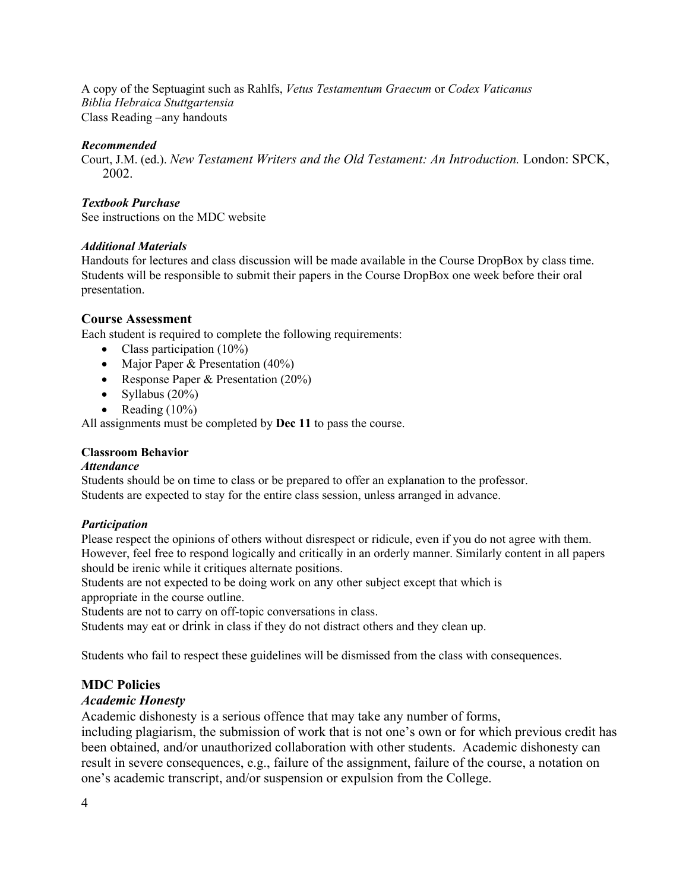A copy of the Septuagint such as Rahlfs, *Vetus Testamentum Graecum* or *Codex Vaticanus*
*Biblia Hebraica Stuttgartensia*
Class Reading –any handouts

***Recommended***

Court, J.M. (ed.). *New Testament Writers and the Old Testament: An Introduction.* London: SPCK, 2002.

***Textbook Purchase***

See instructions on the MDC website

***Additional Materials***

Handouts for lectures and class discussion will be made available in the Course DropBox by class time. Students will be responsible to submit their papers in the Course DropBox one week before their oral presentation.

### Course Assessment

Each student is required to complete the following requirements:

- Class participation (10%)
- Major Paper & Presentation (40%)
- Response Paper & Presentation (20%)
- Syllabus (20%)
- Reading (10%)

All assignments must be completed by **Dec 11** to pass the course.

**Classroom Behavior**

***Attendance***

Students should be on time to class or be prepared to offer an explanation to the professor.
Students are expected to stay for the entire class session, unless arranged in advance.

***Participation***

Please respect the opinions of others without disrespect or ridicule, even if you do not agree with them. However, feel free to respond logically and critically in an orderly manner. Similarly content in all papers should be irenic while it critiques alternate positions.
Students are not expected to be doing work on any other subject except that which is appropriate in the course outline.
Students are not to carry on off-topic conversations in class.
Students may eat or drink in class if they do not distract others and they clean up.

Students who fail to respect these guidelines will be dismissed from the class with consequences.

### MDC Policies

***Academic Honesty***

Academic dishonesty is a serious offence that may take any number of forms, including plagiarism, the submission of work that is not one's own or for which previous credit has been obtained, and/or unauthorized collaboration with other students. Academic dishonesty can result in severe consequences, e.g., failure of the assignment, failure of the course, a notation on one's academic transcript, and/or suspension or expulsion from the College.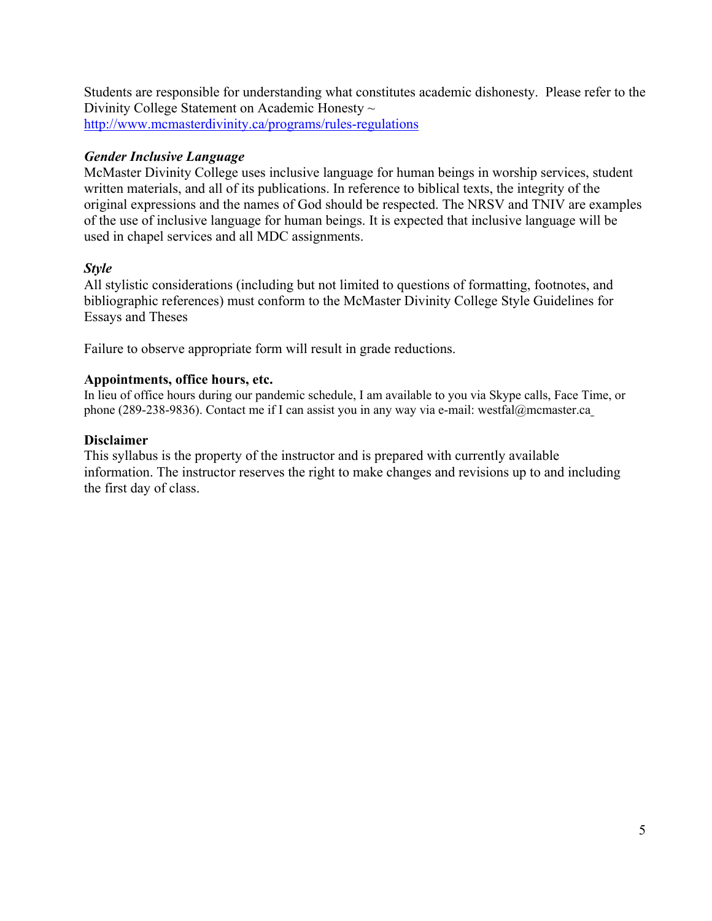Students are responsible for understanding what constitutes academic dishonesty. Please refer to the Divinity College Statement on Academic Honesty ~ http://www.mcmasterdivinity.ca/programs/rules-regulations

***Gender Inclusive Language***

McMaster Divinity College uses inclusive language for human beings in worship services, student written materials, and all of its publications. In reference to biblical texts, the integrity of the original expressions and the names of God should be respected. The NRSV and TNIV are examples of the use of inclusive language for human beings. It is expected that inclusive language will be used in chapel services and all MDC assignments.

***Style***

All stylistic considerations (including but not limited to questions of formatting, footnotes, and bibliographic references) must conform to the McMaster Divinity College Style Guidelines for Essays and Theses

Failure to observe appropriate form will result in grade reductions.

**Appointments, office hours, etc.**

In lieu of office hours during our pandemic schedule, I am available to you via Skype calls, Face Time, or phone (289-238-9836). Contact me if I can assist you in any way via e-mail: westfal@mcmaster.ca

**Disclaimer**

This syllabus is the property of the instructor and is prepared with currently available information. The instructor reserves the right to make changes and revisions up to and including the first day of class.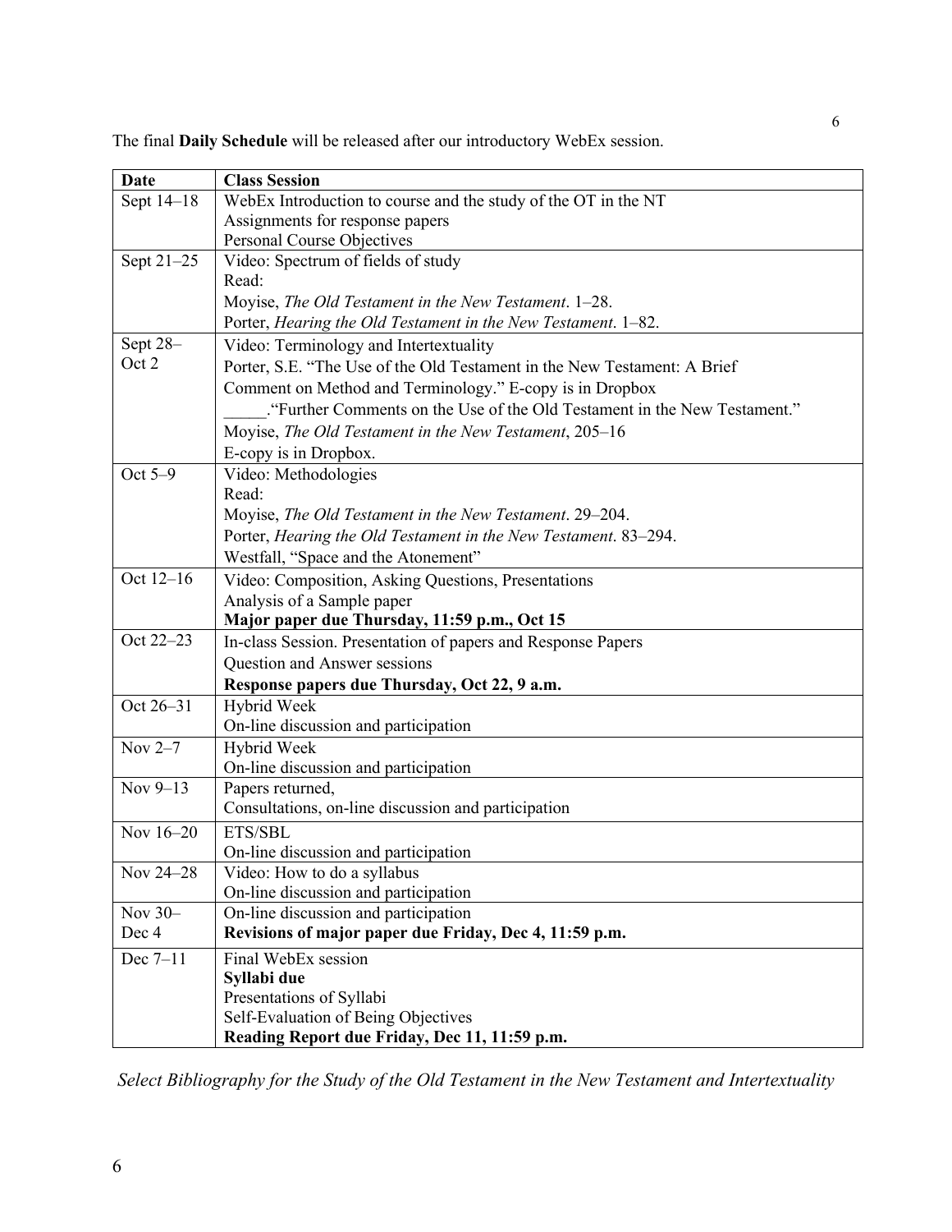The final **Daily Schedule** will be released after our introductory WebEx session.

| Date | Class Session |
|---|---|
| Sept 14–18 | WebEx Introduction to course and the study of the OT in the NT<br>Assignments for response papers<br>Personal Course Objectives |
| Sept 21–25 | Video: Spectrum of fields of study<br>Read:<br>Moyise, *The Old Testament in the New Testament*. 1–28.<br>Porter, *Hearing the Old Testament in the New Testament*. 1–82. |
| Sept 28–Oct 2 | Video: Terminology and Intertextuality<br>Porter, S.E. "The Use of the Old Testament in the New Testament: A Brief Comment on Method and Terminology." E-copy is in Dropbox<br>_____."Further Comments on the Use of the Old Testament in the New Testament."<br>Moyise, *The Old Testament in the New Testament*, 205–16<br>E-copy is in Dropbox. |
| Oct 5–9 | Video: Methodologies<br>Read:<br>Moyise, *The Old Testament in the New Testament*. 29–204.<br>Porter, *Hearing the Old Testament in the New Testament*. 83–294.<br>Westfall, "Space and the Atonement" |
| Oct 12–16 | Video: Composition, Asking Questions, Presentations<br>Analysis of a Sample paper<br>**Major paper due Thursday, 11:59 p.m., Oct 15** |
| Oct 22–23 | In-class Session. Presentation of papers and Response Papers<br>Question and Answer sessions<br>**Response papers due Thursday, Oct 22, 9 a.m.** |
| Oct 26–31 | Hybrid Week<br>On-line discussion and participation |
| Nov 2–7 | Hybrid Week<br>On-line discussion and participation |
| Nov 9–13 | Papers returned,<br>Consultations, on-line discussion and participation |
| Nov 16–20 | ETS/SBL<br>On-line discussion and participation |
| Nov 24–28 | Video: How to do a syllabus<br>On-line discussion and participation |
| Nov 30–Dec 4 | On-line discussion and participation<br>**Revisions of major paper due Friday, Dec 4, 11:59 p.m.** |
| Dec 7–11 | Final WebEx session<br>**Syllabi due**<br>Presentations of Syllabi<br>Self-Evaluation of Being Objectives<br>**Reading Report due Friday, Dec 11, 11:59 p.m.** |

*Select Bibliography for the Study of the Old Testament in the New Testament and Intertextuality*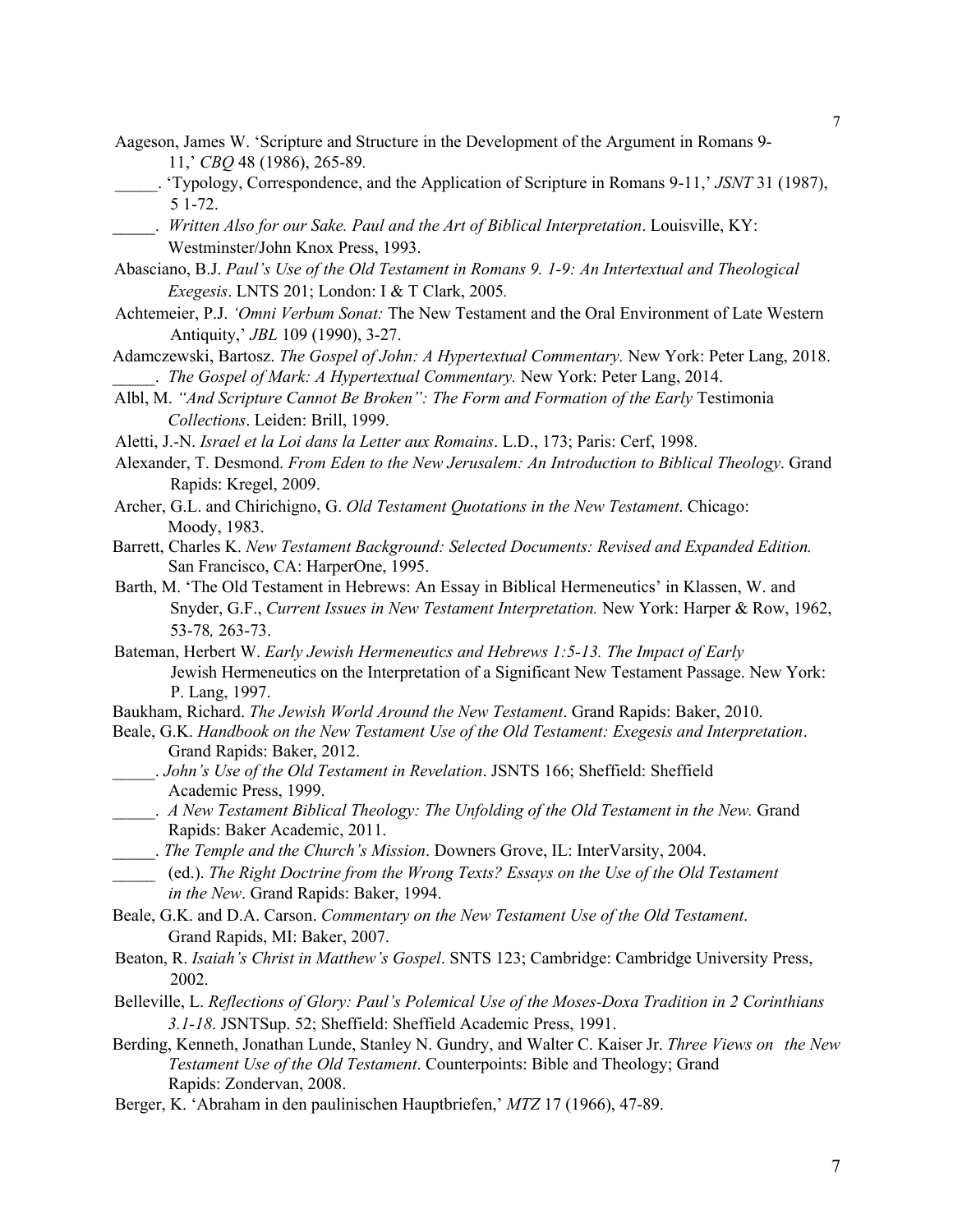Aageson, James W. 'Scripture and Structure in the Development of the Argument in Romans 9-11,' *CBQ* 48 (1986), 265-89.

_____. 'Typology, Correspondence, and the Application of Scripture in Romans 9-11,' *JSNT* 31 (1987), 5 1-72.

_____. *Written Also for our Sake. Paul and the Art of Biblical Interpretation*. Louisville, KY: Westminster/John Knox Press, 1993.

Abasciano, B.J. *Paul's Use of the Old Testament in Romans 9. 1-9: An Intertextual and Theological Exegesis*. LNTS 201; London: I & T Clark, 2005.

Achtemeier, P.J. *'Omni Verbum Sonat:* The New Testament and the Oral Environment of Late Western Antiquity,' *JBL* 109 (1990), 3-27.

Adamczewski, Bartosz. *The Gospel of John: A Hypertextual Commentary.* New York: Peter Lang, 2018.

_____. *The Gospel of Mark: A Hypertextual Commentary.* New York: Peter Lang, 2014.

Albl, M. *"And Scripture Cannot Be Broken": The Form and Formation of the Early* Testimonia *Collections*. Leiden: Brill, 1999.

Aletti, J.-N. *Israel et la Loi dans la Letter aux Romains*. L.D., 173; Paris: Cerf, 1998.

Alexander, T. Desmond. *From Eden to the New Jerusalem: An Introduction to Biblical Theology*. Grand Rapids: Kregel, 2009.

Archer, G.L. and Chirichigno, G. *Old Testament Quotations in the New Testament*. Chicago: Moody, 1983.

Barrett, Charles K. *New Testament Background: Selected Documents: Revised and Expanded Edition.* San Francisco, CA: HarperOne, 1995.

Barth, M. 'The Old Testament in Hebrews: An Essay in Biblical Hermeneutics' in Klassen, W. and Snyder, G.F., *Current Issues in New Testament Interpretation.* New York: Harper & Row, 1962, 53-78, 263-73.

Bateman, Herbert W. *Early Jewish Hermeneutics and Hebrews 1:5-13. The Impact of Early* Jewish Hermeneutics on the Interpretation of a Significant New Testament Passage. New York: P. Lang, 1997.

Baukham, Richard. *The Jewish World Around the New Testament*. Grand Rapids: Baker, 2010.

Beale, G.K. *Handbook on the New Testament Use of the Old Testament: Exegesis and Interpretation*. Grand Rapids: Baker, 2012.

_____. *John's Use of the Old Testament in Revelation*. JSNTS 166; Sheffield: Sheffield Academic Press, 1999.

_____. *A New Testament Biblical Theology: The Unfolding of the Old Testament in the New.* Grand Rapids: Baker Academic, 2011.

_____. *The Temple and the Church's Mission*. Downers Grove, IL: InterVarsity, 2004.

_____ (ed.). *The Right Doctrine from the Wrong Texts? Essays on the Use of the Old Testament in the New*. Grand Rapids: Baker, 1994.

Beale, G.K. and D.A. Carson. *Commentary on the New Testament Use of the Old Testament*. Grand Rapids, MI: Baker, 2007.

Beaton, R. *Isaiah's Christ in Matthew's Gospel*. SNTS 123; Cambridge: Cambridge University Press, 2002.

Belleville, L. *Reflections of Glory: Paul's Polemical Use of the Moses-Doxa Tradition in 2 Corinthians 3.1-18*. JSNTSup. 52; Sheffield: Sheffield Academic Press, 1991.

Berding, Kenneth, Jonathan Lunde, Stanley N. Gundry, and Walter C. Kaiser Jr. *Three Views on the New Testament Use of the Old Testament*. Counterpoints: Bible and Theology; Grand Rapids: Zondervan, 2008.

Berger, K. 'Abraham in den paulinischen Hauptbriefen,' *MTZ* 17 (1966), 47-89.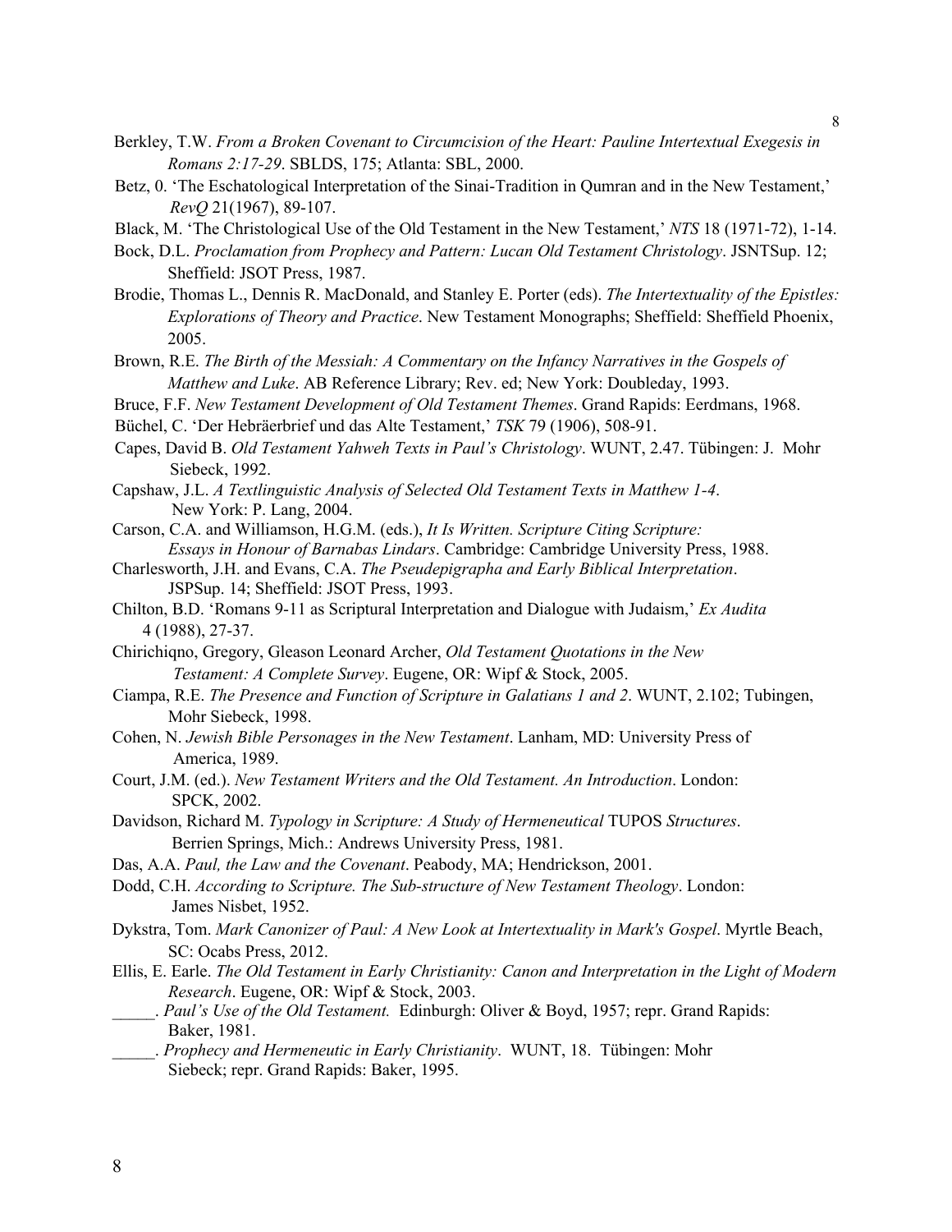Berkley, T.W. *From a Broken Covenant to Circumcision of the Heart: Pauline Intertextual Exegesis in Romans 2:17-29*. SBLDS, 175; Atlanta: SBL, 2000.

Betz, 0. 'The Eschatological Interpretation of the Sinai-Tradition in Qumran and in the New Testament,' *RevQ* 21(1967), 89-107.

Black, M. 'The Christological Use of the Old Testament in the New Testament,' *NTS* 18 (1971-72), 1-14.

Bock, D.L. *Proclamation from Prophecy and Pattern: Lucan Old Testament Christology*. JSNTSup. 12; Sheffield: JSOT Press, 1987.

Brodie, Thomas L., Dennis R. MacDonald, and Stanley E. Porter (eds). *The Intertextuality of the Epistles: Explorations of Theory and Practice*. New Testament Monographs; Sheffield: Sheffield Phoenix, 2005.

Brown, R.E. *The Birth of the Messiah: A Commentary on the Infancy Narratives in the Gospels of Matthew and Luke*. AB Reference Library; Rev. ed; New York: Doubleday, 1993.

Bruce, F.F. *New Testament Development of Old Testament Themes*. Grand Rapids: Eerdmans, 1968.

Büchel, C. 'Der Hebräerbrief und das Alte Testament,' *TSK* 79 (1906), 508-91.

Capes, David B. *Old Testament Yahweh Texts in Paul's Christology*. WUNT, 2.47. Tübingen: J. Mohr Siebeck, 1992.

Capshaw, J.L. *A Textlinguistic Analysis of Selected Old Testament Texts in Matthew 1-4*. New York: P. Lang, 2004.

Carson, C.A. and Williamson, H.G.M. (eds.), *It Is Written. Scripture Citing Scripture: Essays in Honour of Barnabas Lindars*. Cambridge: Cambridge University Press, 1988.

Charlesworth, J.H. and Evans, C.A. *The Pseudepigrapha and Early Biblical Interpretation*. JSPSup. 14; Sheffield: JSOT Press, 1993.

Chilton, B.D. 'Romans 9-11 as Scriptural Interpretation and Dialogue with Judaism,' *Ex Audita* 4 (1988), 27-37.

Chirichiqno, Gregory, Gleason Leonard Archer, *Old Testament Quotations in the New Testament: A Complete Survey*. Eugene, OR: Wipf & Stock, 2005.

Ciampa, R.E. *The Presence and Function of Scripture in Galatians 1 and 2*. WUNT, 2.102; Tubingen, Mohr Siebeck, 1998.

Cohen, N. *Jewish Bible Personages in the New Testament*. Lanham, MD: University Press of America, 1989.

Court, J.M. (ed.). *New Testament Writers and the Old Testament. An Introduction*. London: SPCK, 2002.

Davidson, Richard M. *Typology in Scripture: A Study of Hermeneutical* TUPOS *Structures*. Berrien Springs, Mich.: Andrews University Press, 1981.

Das, A.A. *Paul, the Law and the Covenant*. Peabody, MA; Hendrickson, 2001.

Dodd, C.H. *According to Scripture. The Sub-structure of New Testament Theology*. London: James Nisbet, 1952.

Dykstra, Tom. *Mark Canonizer of Paul: A New Look at Intertextuality in Mark's Gospel*. Myrtle Beach, SC: Ocabs Press, 2012.

Ellis, E. Earle. *The Old Testament in Early Christianity: Canon and Interpretation in the Light of Modern Research*. Eugene, OR: Wipf & Stock, 2003.

_____. *Paul's Use of the Old Testament.* Edinburgh: Oliver & Boyd, 1957; repr. Grand Rapids: Baker, 1981.

_____. *Prophecy and Hermeneutic in Early Christianity*. WUNT, 18. Tübingen: Mohr Siebeck; repr. Grand Rapids: Baker, 1995.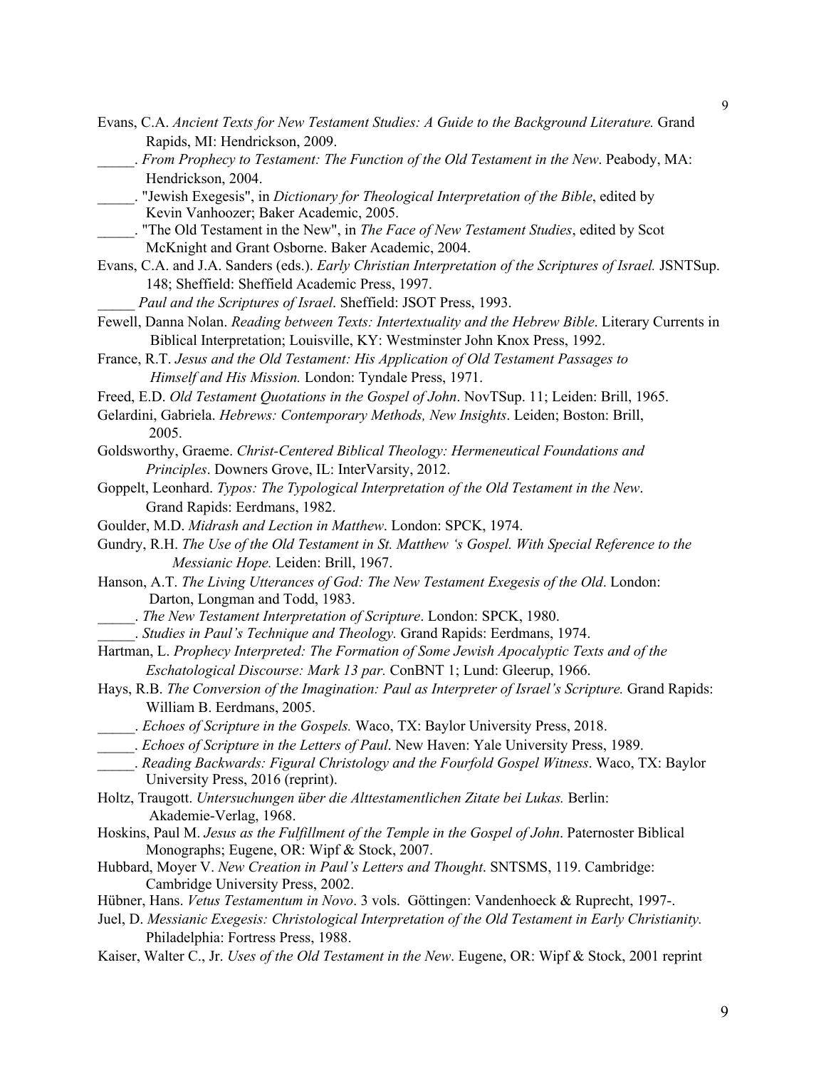Evans, C.A. *Ancient Texts for New Testament Studies: A Guide to the Background Literature.* Grand Rapids, MI: Hendrickson, 2009.

_____. *From Prophecy to Testament: The Function of the Old Testament in the New*. Peabody, MA: Hendrickson, 2004.

_____. "Jewish Exegesis", in *Dictionary for Theological Interpretation of the Bible*, edited by Kevin Vanhoozer; Baker Academic, 2005.

_____. "The Old Testament in the New", in *The Face of New Testament Studies*, edited by Scot McKnight and Grant Osborne. Baker Academic, 2004.

Evans, C.A. and J.A. Sanders (eds.). *Early Christian Interpretation of the Scriptures of Israel.* JSNTSup. 148; Sheffield: Sheffield Academic Press, 1997.

_____ *Paul and the Scriptures of Israel*. Sheffield: JSOT Press, 1993.

Fewell, Danna Nolan. *Reading between Texts: Intertextuality and the Hebrew Bible*. Literary Currents in Biblical Interpretation; Louisville, KY: Westminster John Knox Press, 1992.

France, R.T. *Jesus and the Old Testament: His Application of Old Testament Passages to Himself and His Mission.* London: Tyndale Press, 1971.

Freed, E.D. *Old Testament Quotations in the Gospel of John*. NovTSup. 11; Leiden: Brill, 1965.

Gelardini, Gabriela. *Hebrews: Contemporary Methods, New Insights*. Leiden; Boston: Brill, 2005.

Goldsworthy, Graeme. *Christ-Centered Biblical Theology: Hermeneutical Foundations and Principles*. Downers Grove, IL: InterVarsity, 2012.

Goppelt, Leonhard. *Typos: The Typological Interpretation of the Old Testament in the New*. Grand Rapids: Eerdmans, 1982.

Goulder, M.D. *Midrash and Lection in Matthew*. London: SPCK, 1974.

Gundry, R.H. *The Use of the Old Testament in St. Matthew 's Gospel. With Special Reference to the Messianic Hope.* Leiden: Brill, 1967.

Hanson, A.T. *The Living Utterances of God: The New Testament Exegesis of the Old*. London: Darton, Longman and Todd, 1983.

_____. *The New Testament Interpretation of Scripture*. London: SPCK, 1980.

_____. *Studies in Paul's Technique and Theology.* Grand Rapids: Eerdmans, 1974.

Hartman, L. *Prophecy Interpreted: The Formation of Some Jewish Apocalyptic Texts and of the Eschatological Discourse: Mark 13 par.* ConBNT 1; Lund: Gleerup, 1966.

Hays, R.B. *The Conversion of the Imagination: Paul as Interpreter of Israel's Scripture.* Grand Rapids: William B. Eerdmans, 2005.

_____. *Echoes of Scripture in the Gospels.* Waco, TX: Baylor University Press, 2018.

_____. *Echoes of Scripture in the Letters of Paul*. New Haven: Yale University Press, 1989.

_____. *Reading Backwards: Figural Christology and the Fourfold Gospel Witness*. Waco, TX: Baylor University Press, 2016 (reprint).

Holtz, Traugott. *Untersuchungen über die Alttestamentlichen Zitate bei Lukas.* Berlin: Akademie-Verlag, 1968.

Hoskins, Paul M. *Jesus as the Fulfillment of the Temple in the Gospel of John*. Paternoster Biblical Monographs; Eugene, OR: Wipf & Stock, 2007.

Hubbard, Moyer V. *New Creation in Paul's Letters and Thought*. SNTSMS, 119. Cambridge: Cambridge University Press, 2002.

Hübner, Hans. *Vetus Testamentum in Novo*. 3 vols. Göttingen: Vandenhoeck & Ruprecht, 1997-.

Juel, D. *Messianic Exegesis: Christological Interpretation of the Old Testament in Early Christianity.* Philadelphia: Fortress Press, 1988.

Kaiser, Walter C., Jr. *Uses of the Old Testament in the New*. Eugene, OR: Wipf & Stock, 2001 reprint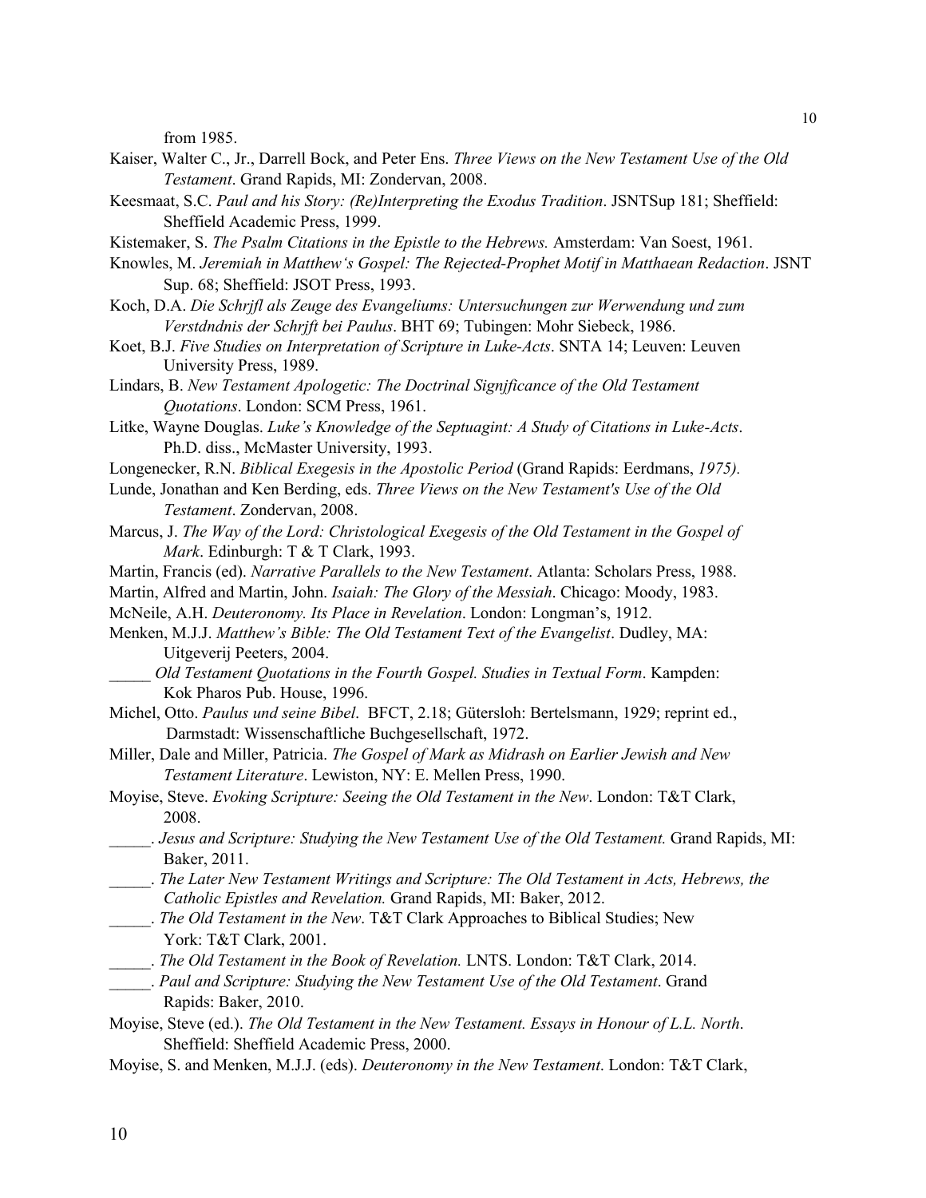from 1985.

Kaiser, Walter C., Jr., Darrell Bock, and Peter Ens. *Three Views on the New Testament Use of the Old Testament*. Grand Rapids, MI: Zondervan, 2008.

Keesmaat, S.C. *Paul and his Story: (Re)Interpreting the Exodus Tradition*. JSNTSup 181; Sheffield: Sheffield Academic Press, 1999.

Kistemaker, S. *The Psalm Citations in the Epistle to the Hebrews.* Amsterdam: Van Soest, 1961.

Knowles, M. *Jeremiah in Matthew's Gospel: The Rejected-Prophet Motif in Matthaean Redaction*. JSNT Sup. 68; Sheffield: JSOT Press, 1993.

Koch, D.A. *Die Schrjfl als Zeuge des Evangeliums: Untersuchungen zur Werwendung und zum Verstdndnis der Schrjft bei Paulus*. BHT 69; Tubingen: Mohr Siebeck, 1986.

Koet, B.J. *Five Studies on Interpretation of Scripture in Luke-Acts*. SNTA 14; Leuven: Leuven University Press, 1989.

Lindars, B. *New Testament Apologetic: The Doctrinal Signjficance of the Old Testament Quotations*. London: SCM Press, 1961.

Litke, Wayne Douglas. *Luke's Knowledge of the Septuagint: A Study of Citations in Luke-Acts*. Ph.D. diss., McMaster University, 1993.

Longenecker, R.N. *Biblical Exegesis in the Apostolic Period* (Grand Rapids: Eerdmans, *1975).*

Lunde, Jonathan and Ken Berding, eds. *Three Views on the New Testament's Use of the Old Testament*. Zondervan, 2008.

Marcus, J. *The Way of the Lord: Christological Exegesis of the Old Testament in the Gospel of Mark*. Edinburgh: T & T Clark, 1993.

Martin, Francis (ed). *Narrative Parallels to the New Testament*. Atlanta: Scholars Press, 1988.

Martin, Alfred and Martin, John. *Isaiah: The Glory of the Messiah*. Chicago: Moody, 1983.

McNeile, A.H. *Deuteronomy. Its Place in Revelation*. London: Longman's, 1912.

Menken, M.J.J. *Matthew's Bible: The Old Testament Text of the Evangelist*. Dudley, MA: Uitgeverij Peeters, 2004.

_____ *Old Testament Quotations in the Fourth Gospel. Studies in Textual Form*. Kampden: Kok Pharos Pub. House, 1996.

Michel, Otto. *Paulus und seine Bibel*. BFCT, 2.18; Gütersloh: Bertelsmann, 1929; reprint ed., Darmstadt: Wissenschaftliche Buchgesellschaft, 1972.

Miller, Dale and Miller, Patricia. *The Gospel of Mark as Midrash on Earlier Jewish and New Testament Literature*. Lewiston, NY: E. Mellen Press, 1990.

Moyise, Steve. *Evoking Scripture: Seeing the Old Testament in the New*. London: T&T Clark, 2008.

_____. *Jesus and Scripture: Studying the New Testament Use of the Old Testament.* Grand Rapids, MI: Baker, 2011.

_____. *The Later New Testament Writings and Scripture: The Old Testament in Acts, Hebrews, the Catholic Epistles and Revelation.* Grand Rapids, MI: Baker, 2012.

_____. *The Old Testament in the New*. T&T Clark Approaches to Biblical Studies; New York: T&T Clark, 2001.

_____. *The Old Testament in the Book of Revelation.* LNTS. London: T&T Clark, 2014.

_____. *Paul and Scripture: Studying the New Testament Use of the Old Testament*. Grand Rapids: Baker, 2010.

Moyise, Steve (ed.). *The Old Testament in the New Testament. Essays in Honour of L.L. North*. Sheffield: Sheffield Academic Press, 2000.

Moyise, S. and Menken, M.J.J. (eds). *Deuteronomy in the New Testament*. London: T&T Clark,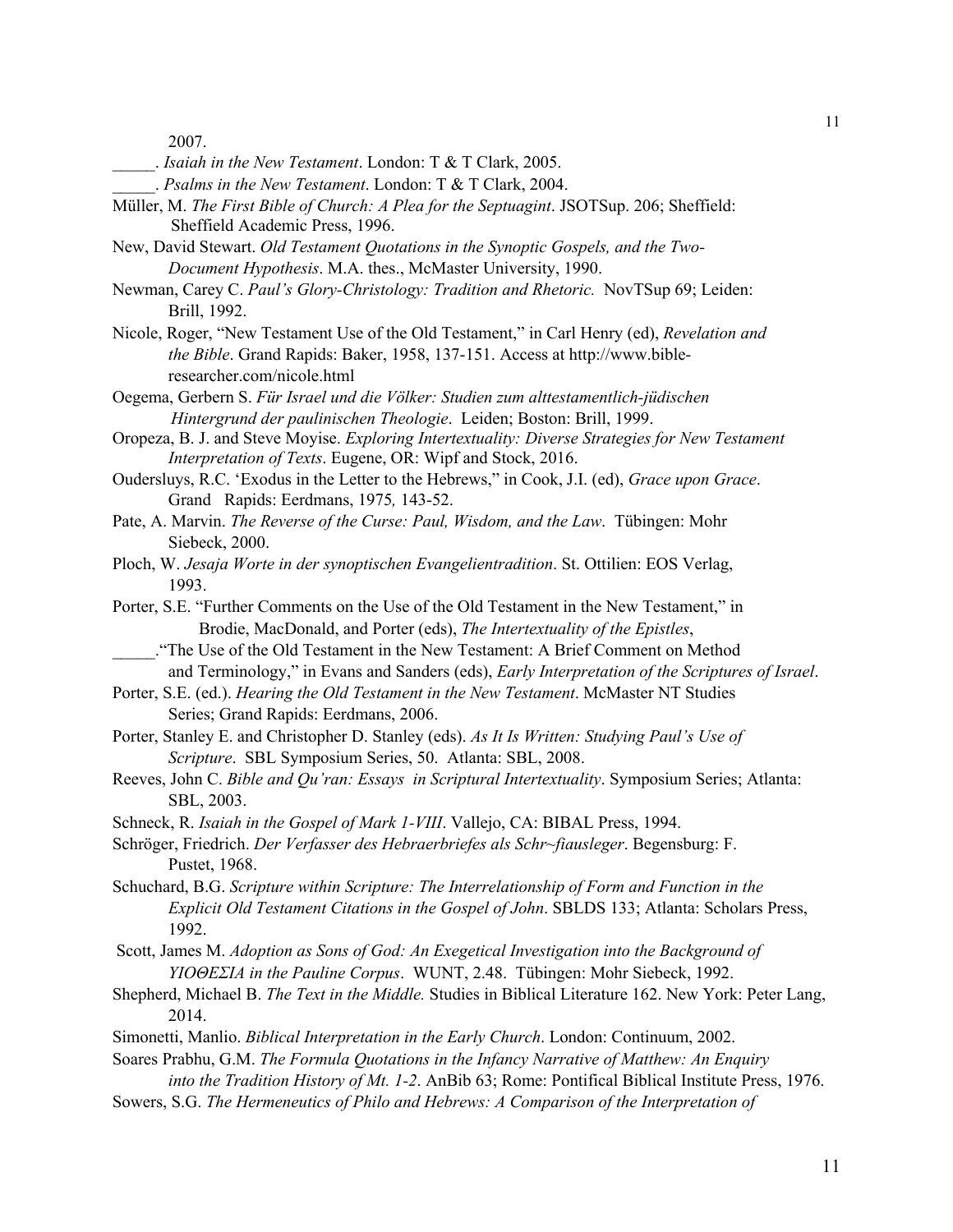2007.

_____. *Isaiah in the New Testament*. London: T & T Clark, 2005.

_____. *Psalms in the New Testament*. London: T & T Clark, 2004.

Müller, M. *The First Bible of Church: A Plea for the Septuagint*. JSOTSup. 206; Sheffield: Sheffield Academic Press, 1996.

New, David Stewart. *Old Testament Quotations in the Synoptic Gospels, and the Two-Document Hypothesis*. M.A. thes., McMaster University, 1990.

Newman, Carey C. *Paul's Glory-Christology: Tradition and Rhetoric.* NovTSup 69; Leiden: Brill, 1992.

Nicole, Roger, "New Testament Use of the Old Testament," in Carl Henry (ed), *Revelation and the Bible*. Grand Rapids: Baker, 1958, 137-151. Access at http://www.bible-researcher.com/nicole.html

Oegema, Gerbern S. *Für Israel und die Völker: Studien zum alttestamentlich-jüdischen Hintergrund der paulinischen Theologie*. Leiden; Boston: Brill, 1999.

Oropeza, B. J. and Steve Moyise. *Exploring Intertextuality: Diverse Strategies for New Testament Interpretation of Texts*. Eugene, OR: Wipf and Stock, 2016.

Oudersluys, R.C. 'Exodus in the Letter to the Hebrews," in Cook, J.I. (ed), *Grace upon Grace*. Grand Rapids: Eerdmans, 1975*,* 143-52.

Pate, A. Marvin. *The Reverse of the Curse: Paul, Wisdom, and the Law*. Tübingen: Mohr Siebeck, 2000.

Ploch, W. *Jesaja Worte in der synoptischen Evangelientradition*. St. Ottilien: EOS Verlag, 1993.

Porter, S.E. "Further Comments on the Use of the Old Testament in the New Testament," in Brodie, MacDonald, and Porter (eds), *The Intertextuality of the Epistles*,

_____."The Use of the Old Testament in the New Testament: A Brief Comment on Method and Terminology," in Evans and Sanders (eds), *Early Interpretation of the Scriptures of Israel*.

Porter, S.E. (ed.). *Hearing the Old Testament in the New Testament*. McMaster NT Studies Series; Grand Rapids: Eerdmans, 2006.

Porter, Stanley E. and Christopher D. Stanley (eds). *As It Is Written: Studying Paul's Use of Scripture*. SBL Symposium Series, 50. Atlanta: SBL, 2008.

Reeves, John C. *Bible and Qu'ran: Essays in Scriptural Intertextuality*. Symposium Series; Atlanta: SBL, 2003.

Schneck, R. *Isaiah in the Gospel of Mark 1-VIII*. Vallejo, CA: BIBAL Press, 1994.

Schröger, Friedrich. *Der Verfasser des Hebraerbriefes als Schr~fiausleger*. Begensburg: F. Pustet, 1968.

Schuchard, B.G. *Scripture within Scripture: The Interrelationship of Form and Function in the Explicit Old Testament Citations in the Gospel of John*. SBLDS 133; Atlanta: Scholars Press, 1992.

Scott, James M. *Adoption as Sons of God: An Exegetical Investigation into the Background of ΥΙΟΘΕΣΙΑ in the Pauline Corpus*. WUNT, 2.48. Tübingen: Mohr Siebeck, 1992.

Shepherd, Michael B. *The Text in the Middle.* Studies in Biblical Literature 162. New York: Peter Lang, 2014.

Simonetti, Manlio. *Biblical Interpretation in the Early Church*. London: Continuum, 2002.

Soares Prabhu, G.M. *The Formula Quotations in the Infancy Narrative of Matthew: An Enquiry into the Tradition History of Mt. 1-2*. AnBib 63; Rome: Pontifical Biblical Institute Press, 1976.

Sowers, S.G. *The Hermeneutics of Philo and Hebrews: A Comparison of the Interpretation of*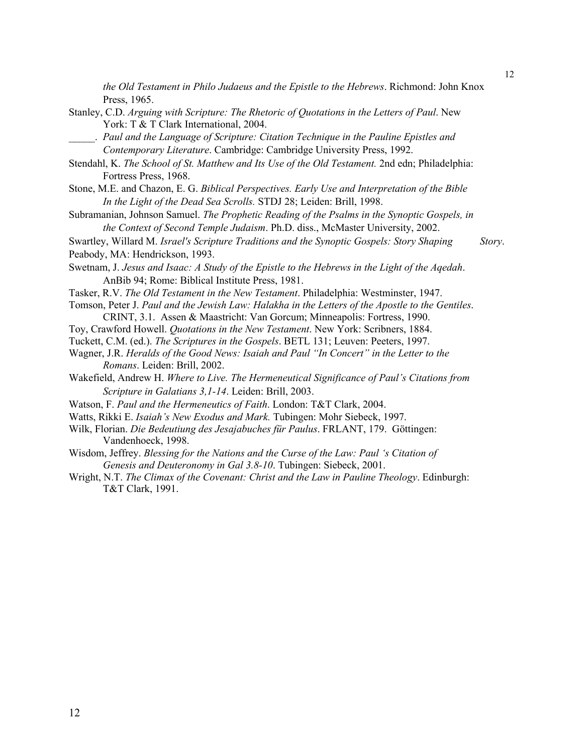*the Old Testament in Philo Judaeus and the Epistle to the Hebrews*. Richmond: John Knox Press, 1965.

Stanley, C.D. *Arguing with Scripture: The Rhetoric of Quotations in the Letters of Paul*. New York: T & T Clark International, 2004.

_____. *Paul and the Language of Scripture: Citation Technique in the Pauline Epistles and Contemporary Literature*. Cambridge: Cambridge University Press, 1992.

Stendahl, K. *The School of St. Matthew and Its Use of the Old Testament.* 2nd edn; Philadelphia: Fortress Press, 1968.

Stone, M.E. and Chazon, E. G. *Biblical Perspectives. Early Use and Interpretation of the Bible In the Light of the Dead Sea Scrolls.* STDJ 28; Leiden: Brill, 1998.

Subramanian, Johnson Samuel. *The Prophetic Reading of the Psalms in the Synoptic Gospels, in the Context of Second Temple Judaism*. Ph.D. diss., McMaster University, 2002.

Swartley, Willard M. *Israel's Scripture Traditions and the Synoptic Gospels: Story Shaping Story*. Peabody, MA: Hendrickson, 1993.

Swetnam, J. *Jesus and Isaac: A Study of the Epistle to the Hebrews in the Light of the Aqedah*. AnBib 94; Rome: Biblical Institute Press, 1981.

Tasker, R.V. *The Old Testament in the New Testament*. Philadelphia: Westminster, 1947.

Tomson, Peter J. *Paul and the Jewish Law: Halakha in the Letters of the Apostle to the Gentiles*. CRINT, 3.1. Assen & Maastricht: Van Gorcum; Minneapolis: Fortress, 1990.

Toy, Crawford Howell. *Quotations in the New Testament*. New York: Scribners, 1884.

Tuckett, C.M. (ed.). *The Scriptures in the Gospels*. BETL 131; Leuven: Peeters, 1997.

Wagner, J.R. *Heralds of the Good News: Isaiah and Paul "In Concert" in the Letter to the Romans*. Leiden: Brill, 2002.

Wakefield, Andrew H. *Where to Live. The Hermeneutical Significance of Paul's Citations from Scripture in Galatians 3,1-14*. Leiden: Brill, 2003.

Watson, F. *Paul and the Hermeneutics of Faith*. London: T&T Clark, 2004.

Watts, Rikki E. *Isaiah's New Exodus and Mark.* Tubingen: Mohr Siebeck, 1997.

Wilk, Florian. *Die Bedeutiung des Jesajabuches für Paulus*. FRLANT, 179. Göttingen: Vandenhoeck, 1998.

Wisdom, Jeffrey. *Blessing for the Nations and the Curse of the Law: Paul 's Citation of Genesis and Deuteronomy in Gal 3.8-10*. Tubingen: Siebeck, 2001.

Wright, N.T. *The Climax of the Covenant: Christ and the Law in Pauline Theology*. Edinburgh: T&T Clark, 1991.